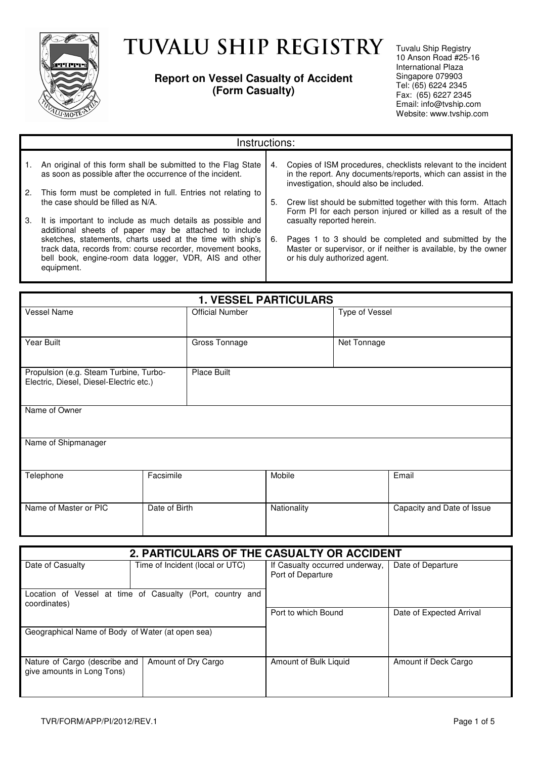# TUVALU SHIP REGISTRY

**Report on Vessel Casualty of Accident (Form Casualty)**

Tuvalu Ship Registry
10 Anson Road #25-16
International Plaza
Singapore 079903
Tel: (65) 6224 2345
Fax: (65) 6227 2345
Email: info@tvship.com
Website: www.tvship.com

## Instructions:

1. An original of this form shall be submitted to the Flag State as soon as possible after the occurrence of the incident.
2. This form must be completed in full. Entries not relating to the case should be filled as N/A.
3. It is important to include as much details as possible and additional sheets of paper may be attached to include sketches, statements, charts used at the time with ship's track data, records from: course recorder, movement books, bell book, engine-room data logger, VDR, AIS and other equipment.
4. Copies of ISM procedures, checklists relevant to the incident in the report. Any documents/reports, which can assist in the investigation, should also be included.
5. Crew list should be submitted together with this form. Attach Form PI for each person injured or killed as a result of the casualty reported herein.
6. Pages 1 to 3 should be completed and submitted by the Master or supervisor, or if neither is available, by the owner or his duly authorized agent.

## 1. VESSEL PARTICULARS

| Vessel Name | Official Number | Type of Vessel |
|---|---|---|
| Year Built | Gross Tonnage | Net Tonnage |
| Propulsion (e.g. Steam Turbine, Turbo-Electric, Diesel, Diesel-Electric etc.) | Place Built | |
| Name of Owner | | |
| Name of Shipmanager | | |

| Telephone | Facsimile | Mobile | Email |
|---|---|---|---|
| Name of Master or PIC | Date of Birth | Nationality | Capacity and Date of Issue |

## 2. PARTICULARS OF THE CASUALTY OR ACCIDENT

| Date of Casualty | Time of Incident (local or UTC) | If Casualty occurred underway, Port of Departure | Date of Departure |
|---|---|---|---|
| Location of Vessel at time of Casualty (Port, country and coordinates) | | Port to which Bound | Date of Expected Arrival |
| Geographical Name of Body of Water (at open sea) | | | |
| Nature of Cargo (describe and give amounts in Long Tons) | Amount of Dry Cargo | Amount of Bulk Liquid | Amount if Deck Cargo |

TVR/FORM/APP/PI/2012/REV.1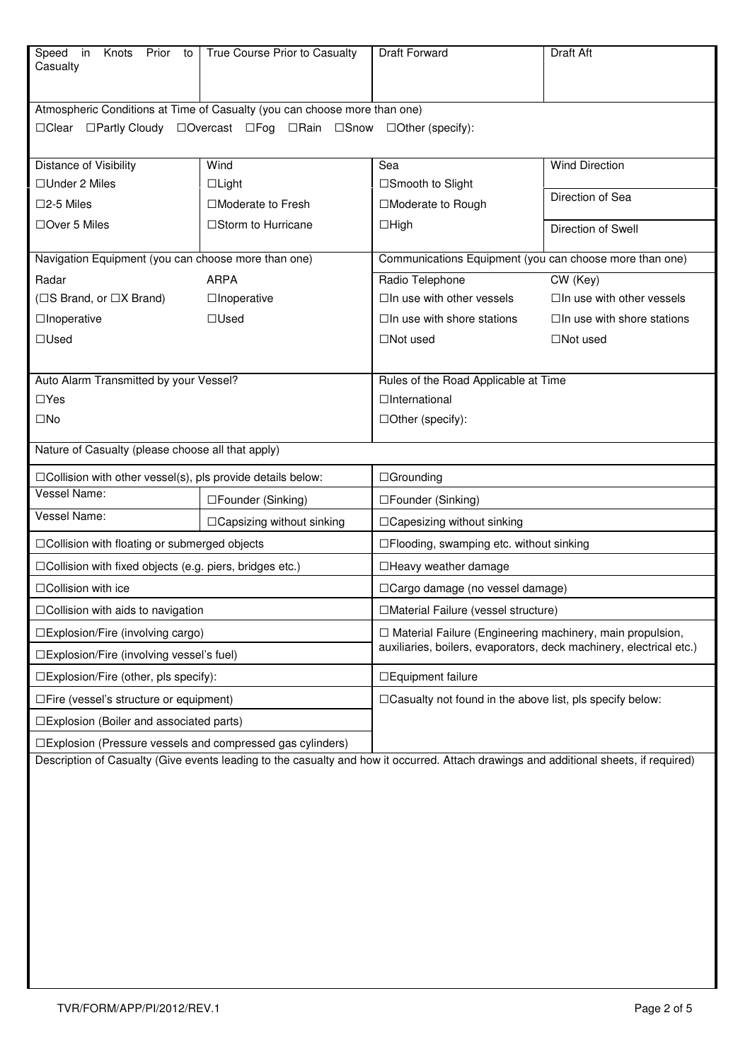| Speed in Knots Prior to Casualty | True Course Prior to Casualty | Draft Forward | Draft Aft |
|---|---|---|---|
| | | | |

Atmospheric Conditions at Time of Casualty (you can choose more than one)

☐Clear ☐Partly Cloudy ☐Overcast ☐Fog ☐Rain ☐Snow ☐Other (specify):

| Distance of Visibility | Wind | Sea | Wind Direction |
|---|---|---|---|
| ☐Under 2 Miles | ☐Light | ☐Smooth to Slight | |
| ☐2-5 Miles | ☐Moderate to Fresh | ☐Moderate to Rough | Direction of Sea |
| ☐Over 5 Miles | ☐Storm to Hurricane | ☐High | Direction of Swell |

| Navigation Equipment (you can choose more than one) | | Communications Equipment (you can choose more than one) | |
|---|---|---|---|
| Radar | ARPA | Radio Telephone | CW (Key) |
| (☐S Brand, or ☐X Brand) | ☐Inoperative | ☐In use with other vessels | ☐In use with other vessels |
| ☐Inoperative | ☐Used | ☐In use with shore stations | ☐In use with shore stations |
| ☐Used | | ☐Not used | ☐Not used |

| Auto Alarm Transmitted by your Vessel? | Rules of the Road Applicable at Time |
|---|---|
| ☐Yes | ☐International |
| ☐No | ☐Other (specify): |

Nature of Casualty (please choose all that apply)

| | | |
|---|---|---|
| ☐Collision with other vessel(s), pls provide details below: | | ☐Grounding |
| Vessel Name: | ☐Founder (Sinking) | ☐Founder (Sinking) |
| Vessel Name: | ☐Capsizing without sinking | ☐Capesizing without sinking |
| ☐Collision with floating or submerged objects | | ☐Flooding, swamping etc. without sinking |
| ☐Collision with fixed objects (e.g. piers, bridges etc.) | | ☐Heavy weather damage |
| ☐Collision with ice | | ☐Cargo damage (no vessel damage) |
| ☐Collision with aids to navigation | | ☐Material Failure (vessel structure) |
| ☐Explosion/Fire (involving cargo) | | ☐ Material Failure (Engineering machinery, main propulsion, auxiliaries, boilers, evaporators, deck machinery, electrical etc.) |
| ☐Explosion/Fire (involving vessel's fuel) | | |
| ☐Explosion/Fire (other, pls specify): | | ☐Equipment failure |
| ☐Fire (vessel's structure or equipment) | | ☐Casualty not found in the above list, pls specify below: |
| ☐Explosion (Boiler and associated parts) | | |
| ☐Explosion (Pressure vessels and compressed gas cylinders) | | |

Description of Casualty (Give events leading to the casualty and how it occurred. Attach drawings and additional sheets, if required)

TVR/FORM/APP/PI/2012/REV.1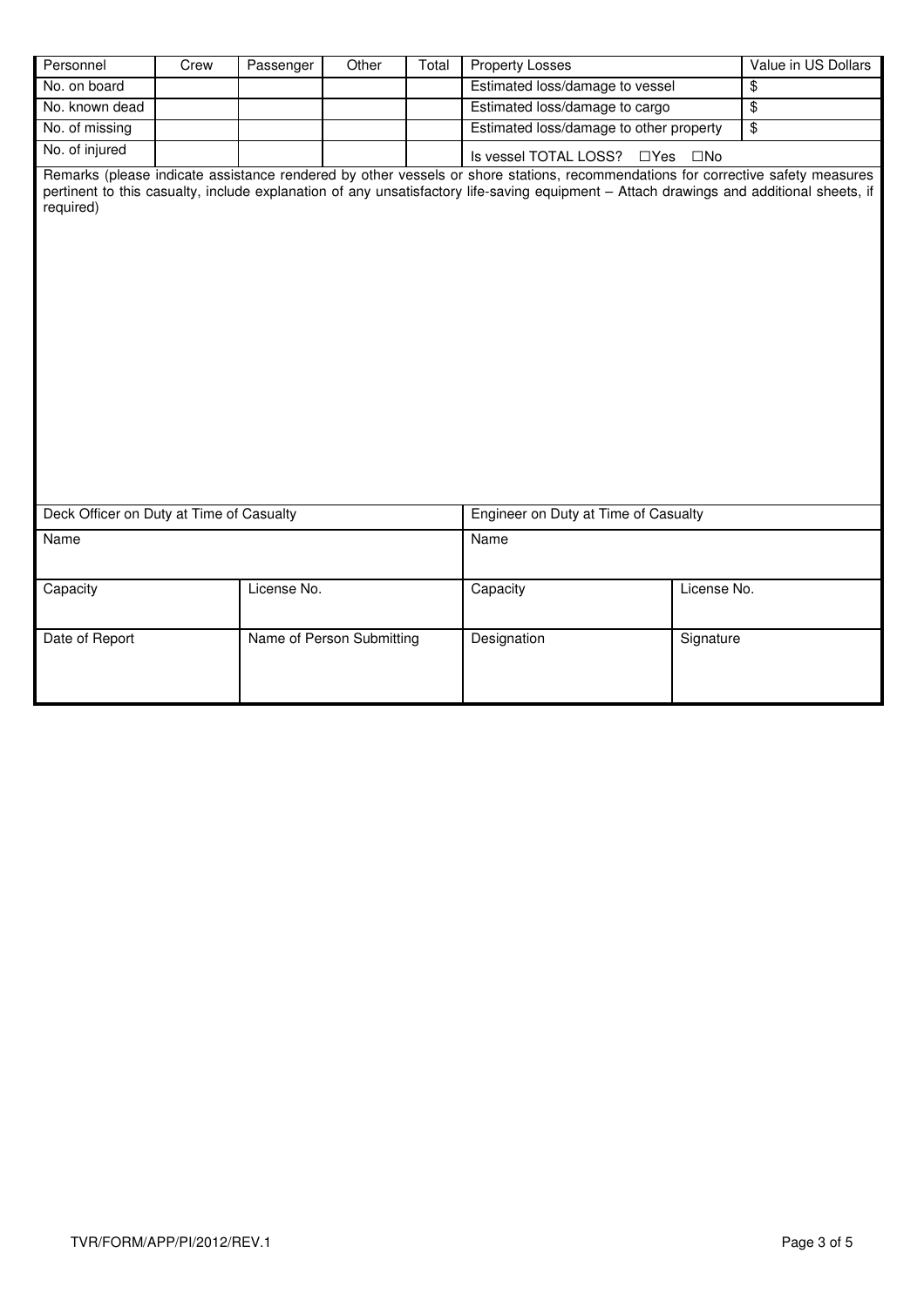| Personnel | Crew | Passenger | Other | Total | Property Losses | Value in US Dollars |
|---|---|---|---|---|---|---|
| No. on board | | | | | Estimated loss/damage to vessel | $ |
| No. known dead | | | | | Estimated loss/damage to cargo | $ |
| No. of missing | | | | | Estimated loss/damage to other property | $ |
| No. of injured | | | | | Is vessel TOTAL LOSS? ☐Yes ☐No | |

Remarks (please indicate assistance rendered by other vessels or shore stations, recommendations for corrective safety measures pertinent to this casualty, include explanation of any unsatisfactory life-saving equipment – Attach drawings and additional sheets, if required)

| Deck Officer on Duty at Time of Casualty | | Engineer on Duty at Time of Casualty | |
|---|---|---|---|
| Name | | Name | |
| Capacity | License No. | Capacity | License No. |
| Date of Report | Name of Person Submitting | Designation | Signature |

TVR/FORM/APP/PI/2012/REV.1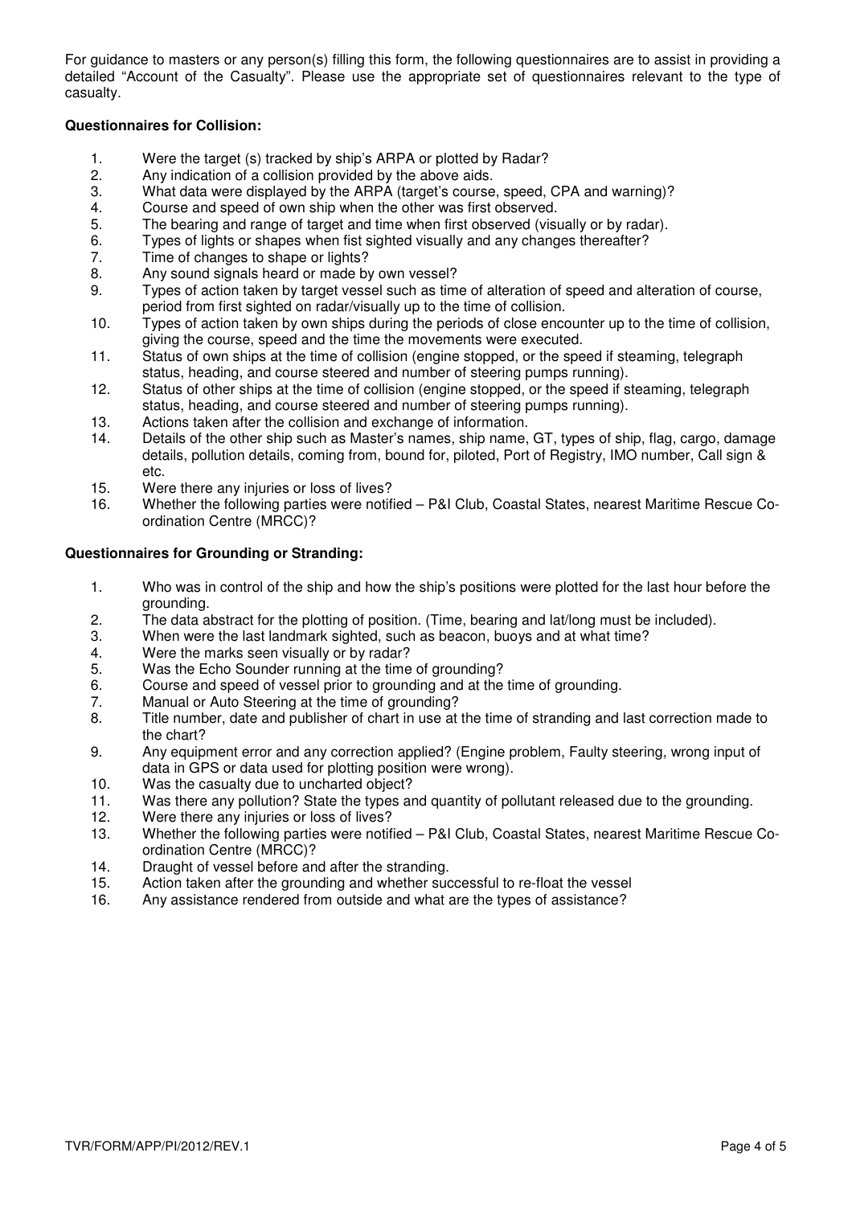For guidance to masters or any person(s) filling this form, the following questionnaires are to assist in providing a detailed "Account of the Casualty". Please use the appropriate set of questionnaires relevant to the type of casualty.

**Questionnaires for Collision:**

1. Were the target (s) tracked by ship's ARPA or plotted by Radar?
2. Any indication of a collision provided by the above aids.
3. What data were displayed by the ARPA (target's course, speed, CPA and warning)?
4. Course and speed of own ship when the other was first observed.
5. The bearing and range of target and time when first observed (visually or by radar).
6. Types of lights or shapes when fist sighted visually and any changes thereafter?
7. Time of changes to shape or lights?
8. Any sound signals heard or made by own vessel?
9. Types of action taken by target vessel such as time of alteration of speed and alteration of course, period from first sighted on radar/visually up to the time of collision.
10. Types of action taken by own ships during the periods of close encounter up to the time of collision, giving the course, speed and the time the movements were executed.
11. Status of own ships at the time of collision (engine stopped, or the speed if steaming, telegraph status, heading, and course steered and number of steering pumps running).
12. Status of other ships at the time of collision (engine stopped, or the speed if steaming, telegraph status, heading, and course steered and number of steering pumps running).
13. Actions taken after the collision and exchange of information.
14. Details of the other ship such as Master's names, ship name, GT, types of ship, flag, cargo, damage details, pollution details, coming from, bound for, piloted, Port of Registry, IMO number, Call sign & etc.
15. Were there any injuries or loss of lives?
16. Whether the following parties were notified – P&I Club, Coastal States, nearest Maritime Rescue Co-ordination Centre (MRCC)?

**Questionnaires for Grounding or Stranding:**

1. Who was in control of the ship and how the ship's positions were plotted for the last hour before the grounding.
2. The data abstract for the plotting of position. (Time, bearing and lat/long must be included).
3. When were the last landmark sighted, such as beacon, buoys and at what time?
4. Were the marks seen visually or by radar?
5. Was the Echo Sounder running at the time of grounding?
6. Course and speed of vessel prior to grounding and at the time of grounding.
7. Manual or Auto Steering at the time of grounding?
8. Title number, date and publisher of chart in use at the time of stranding and last correction made to the chart?
9. Any equipment error and any correction applied? (Engine problem, Faulty steering, wrong input of data in GPS or data used for plotting position were wrong).
10. Was the casualty due to uncharted object?
11. Was there any pollution? State the types and quantity of pollutant released due to the grounding.
12. Were there any injuries or loss of lives?
13. Whether the following parties were notified – P&I Club, Coastal States, nearest Maritime Rescue Co-ordination Centre (MRCC)?
14. Draught of vessel before and after the stranding.
15. Action taken after the grounding and whether successful to re-float the vessel
16. Any assistance rendered from outside and what are the types of assistance?

TVR/FORM/APP/PI/2012/REV.1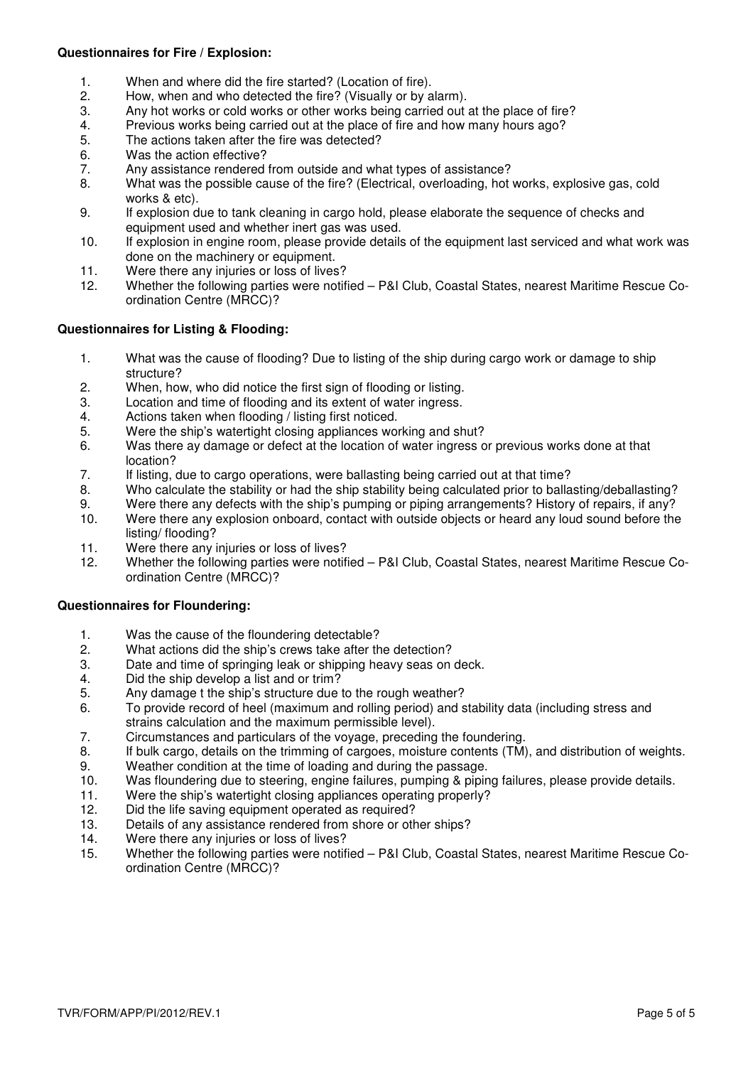**Questionnaires for Fire / Explosion:**

1. When and where did the fire started? (Location of fire).
2. How, when and who detected the fire? (Visually or by alarm).
3. Any hot works or cold works or other works being carried out at the place of fire?
4. Previous works being carried out at the place of fire and how many hours ago?
5. The actions taken after the fire was detected?
6. Was the action effective?
7. Any assistance rendered from outside and what types of assistance?
8. What was the possible cause of the fire? (Electrical, overloading, hot works, explosive gas, cold works & etc).
9. If explosion due to tank cleaning in cargo hold, please elaborate the sequence of checks and equipment used and whether inert gas was used.
10. If explosion in engine room, please provide details of the equipment last serviced and what work was done on the machinery or equipment.
11. Were there any injuries or loss of lives?
12. Whether the following parties were notified – P&I Club, Coastal States, nearest Maritime Rescue Co-ordination Centre (MRCC)?

**Questionnaires for Listing & Flooding:**

1. What was the cause of flooding? Due to listing of the ship during cargo work or damage to ship structure?
2. When, how, who did notice the first sign of flooding or listing.
3. Location and time of flooding and its extent of water ingress.
4. Actions taken when flooding / listing first noticed.
5. Were the ship's watertight closing appliances working and shut?
6. Was there ay damage or defect at the location of water ingress or previous works done at that location?
7. If listing, due to cargo operations, were ballasting being carried out at that time?
8. Who calculate the stability or had the ship stability being calculated prior to ballasting/deballasting?
9. Were there any defects with the ship's pumping or piping arrangements? History of repairs, if any?
10. Were there any explosion onboard, contact with outside objects or heard any loud sound before the listing/ flooding?
11. Were there any injuries or loss of lives?
12. Whether the following parties were notified – P&I Club, Coastal States, nearest Maritime Rescue Co-ordination Centre (MRCC)?

**Questionnaires for Floundering:**

1. Was the cause of the floundering detectable?
2. What actions did the ship's crews take after the detection?
3. Date and time of springing leak or shipping heavy seas on deck.
4. Did the ship develop a list and or trim?
5. Any damage t the ship's structure due to the rough weather?
6. To provide record of heel (maximum and rolling period) and stability data (including stress and strains calculation and the maximum permissible level).
7. Circumstances and particulars of the voyage, preceding the foundering.
8. If bulk cargo, details on the trimming of cargoes, moisture contents (TM), and distribution of weights.
9. Weather condition at the time of loading and during the passage.
10. Was floundering due to steering, engine failures, pumping & piping failures, please provide details.
11. Were the ship's watertight closing appliances operating properly?
12. Did the life saving equipment operated as required?
13. Details of any assistance rendered from shore or other ships?
14. Were there any injuries or loss of lives?
15. Whether the following parties were notified – P&I Club, Coastal States, nearest Maritime Rescue Co-ordination Centre (MRCC)?

TVR/FORM/APP/PI/2012/REV.1